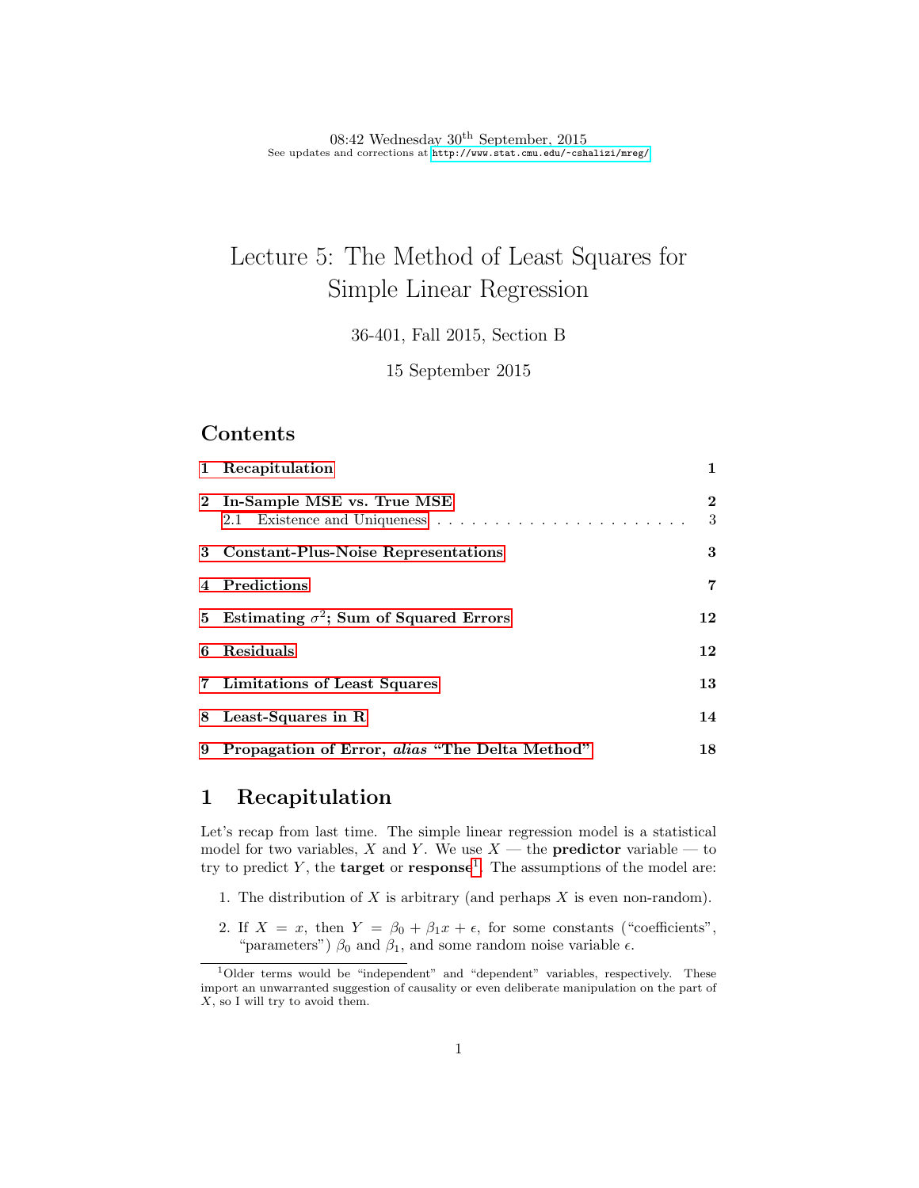08:42 Wednesday 30th September, 2015
See updates and corrections at http://www.stat.cmu.edu/~cshalizi/mreg/

# Lecture 5: The Method of Least Squares for Simple Linear Regression

36-401, Fall 2015, Section B

15 September 2015

## Contents

| | |
|---|---|
| 1 Recapitulation | 1 |
| 2 In-Sample MSE vs. True MSE | 2 |
| 2.1 Existence and Uniqueness | 3 |
| 3 Constant-Plus-Noise Representations | 3 |
| 4 Predictions | 7 |
| 5 Estimating $\sigma^2$; Sum of Squared Errors | 12 |
| 6 Residuals | 12 |
| 7 Limitations of Least Squares | 13 |
| 8 Least-Squares in R | 14 |
| 9 Propagation of Error, *alias* "The Delta Method" | 18 |

## 1 Recapitulation

Let's recap from last time. The simple linear regression model is a statistical model for two variables, $X$ and $Y$. We use $X$ — the **predictor** variable — to try to predict $Y$, the **target** or **response**[1]. The assumptions of the model are:

1. The distribution of $X$ is arbitrary (and perhaps $X$ is even non-random).
2. If $X = x$, then $Y = \beta_0 + \beta_1 x + \epsilon$, for some constants ("coefficients", "parameters") $\beta_0$ and $\beta_1$, and some random noise variable $\epsilon$.

[1] Older terms would be "independent" and "dependent" variables, respectively. These import an unwarranted suggestion of causality or even deliberate manipulation on the part of $X$, so I will try to avoid them.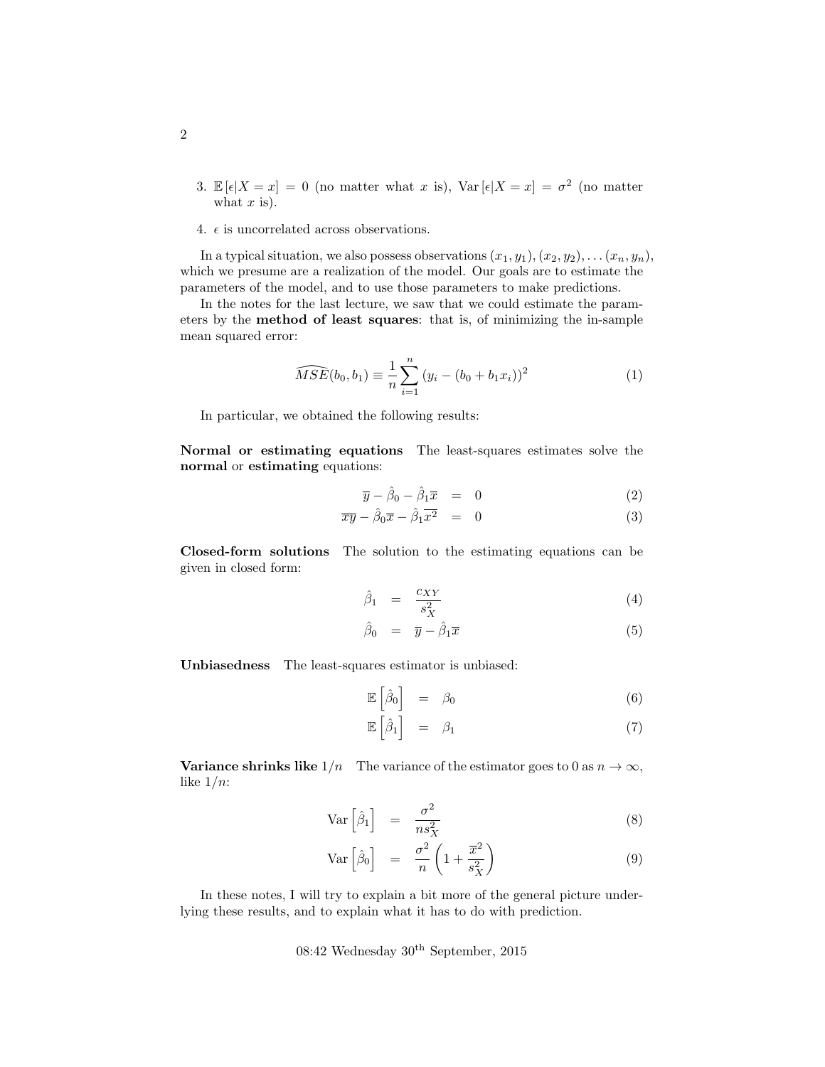3. $\mathbb{E}[\epsilon|X = x] = 0$ (no matter what $x$ is), $\text{Var}[\epsilon|X = x] = \sigma^2$ (no matter what $x$ is).

4. $\epsilon$ is uncorrelated across observations.

In a typical situation, we also possess observations $(x_1, y_1), (x_2, y_2), \ldots (x_n, y_n)$, which we presume are a realization of the model. Our goals are to estimate the parameters of the model, and to use those parameters to make predictions.

In the notes for the last lecture, we saw that we could estimate the parameters by the **method of least squares**: that is, of minimizing the in-sample mean squared error:

$$\widehat{MSE}(b_0, b_1) \equiv \frac{1}{n}\sum_{i=1}^{n}(y_i - (b_0 + b_1 x_i))^2 \tag{1}$$

In particular, we obtained the following results:

**Normal or estimating equations** The least-squares estimates solve the **normal** or **estimating** equations:

$$\overline{y} - \hat{\beta}_0 - \hat{\beta}_1\overline{x} = 0 \tag{2}$$

$$\overline{xy} - \hat{\beta}_0\overline{x} - \hat{\beta}_1\overline{x^2} = 0 \tag{3}$$

**Closed-form solutions** The solution to the estimating equations can be given in closed form:

$$\hat{\beta}_1 = \frac{c_{XY}}{s_X^2} \tag{4}$$

$$\hat{\beta}_0 = \overline{y} - \hat{\beta}_1\overline{x} \tag{5}$$

**Unbiasedness** The least-squares estimator is unbiased:

$$\mathbb{E}\left[\hat{\beta}_0\right] = \beta_0 \tag{6}$$

$$\mathbb{E}\left[\hat{\beta}_1\right] = \beta_1 \tag{7}$$

**Variance shrinks like $1/n$** The variance of the estimator goes to 0 as $n \to \infty$, like $1/n$:

$$\text{Var}\left[\hat{\beta}_1\right] = \frac{\sigma^2}{n s_X^2} \tag{8}$$

$$\text{Var}\left[\hat{\beta}_0\right] = \frac{\sigma^2}{n}\left(1 + \frac{\overline{x}^2}{s_X^2}\right) \tag{9}$$

In these notes, I will try to explain a bit more of the general picture underlying these results, and to explain what it has to do with prediction.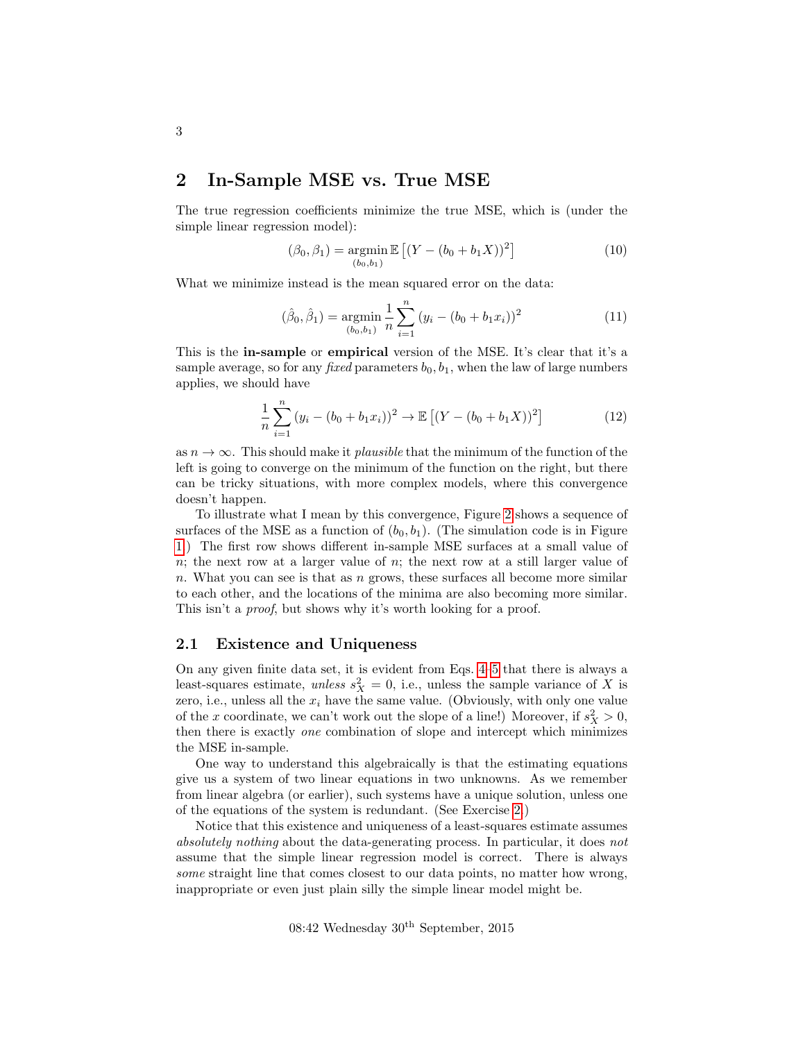## 2 In-Sample MSE vs. True MSE

The true regression coefficients minimize the true MSE, which is (under the simple linear regression model):

$$(\beta_0, \beta_1) = \underset{(b_0,b_1)}{\operatorname{argmin}} \mathbb{E}\left[(Y - (b_0 + b_1 X))^2\right] \tag{10}$$

What we minimize instead is the mean squared error on the data:

$$(\hat{\beta}_0, \hat{\beta}_1) = \underset{(b_0,b_1)}{\operatorname{argmin}} \frac{1}{n}\sum_{i=1}^{n} (y_i - (b_0 + b_1 x_i))^2 \tag{11}$$

This is the **in-sample** or **empirical** version of the MSE. It's clear that it's a sample average, so for any *fixed* parameters $b_0, b_1$, when the law of large numbers applies, we should have

$$\frac{1}{n}\sum_{i=1}^{n} (y_i - (b_0 + b_1 x_i))^2 \to \mathbb{E}\left[(Y - (b_0 + b_1 X))^2\right] \tag{12}$$

as $n \to \infty$. This should make it *plausible* that the minimum of the function of the left is going to converge on the minimum of the function on the right, but there can be tricky situations, with more complex models, where this convergence doesn't happen.

To illustrate what I mean by this convergence, Figure 2 shows a sequence of surfaces of the MSE as a function of $(b_0, b_1)$. (The simulation code is in Figure 1.) The first row shows different in-sample MSE surfaces at a small value of $n$; the next row at a larger value of $n$; the next row at a still larger value of $n$. What you can see is that as $n$ grows, these surfaces all become more similar to each other, and the locations of the minima are also becoming more similar. This isn't a *proof*, but shows why it's worth looking for a proof.

### 2.1 Existence and Uniqueness

On any given finite data set, it is evident from Eqs. 4–5 that there is always a least-squares estimate, *unless* $s_X^2 = 0$, i.e., unless the sample variance of $X$ is zero, i.e., unless all the $x_i$ have the same value. (Obviously, with only one value of the $x$ coordinate, we can't work out the slope of a line!) Moreover, if $s_X^2 > 0$, then there is exactly *one* combination of slope and intercept which minimizes the MSE in-sample.

One way to understand this algebraically is that the estimating equations give us a system of two linear equations in two unknowns. As we remember from linear algebra (or earlier), such systems have a unique solution, unless one of the equations of the system is redundant. (See Exercise 2.)

Notice that this existence and uniqueness of a least-squares estimate assumes *absolutely nothing* about the data-generating process. In particular, it does *not* assume that the simple linear regression model is correct. There is always *some* straight line that comes closest to our data points, no matter how wrong, inappropriate or even just plain silly the simple linear model might be.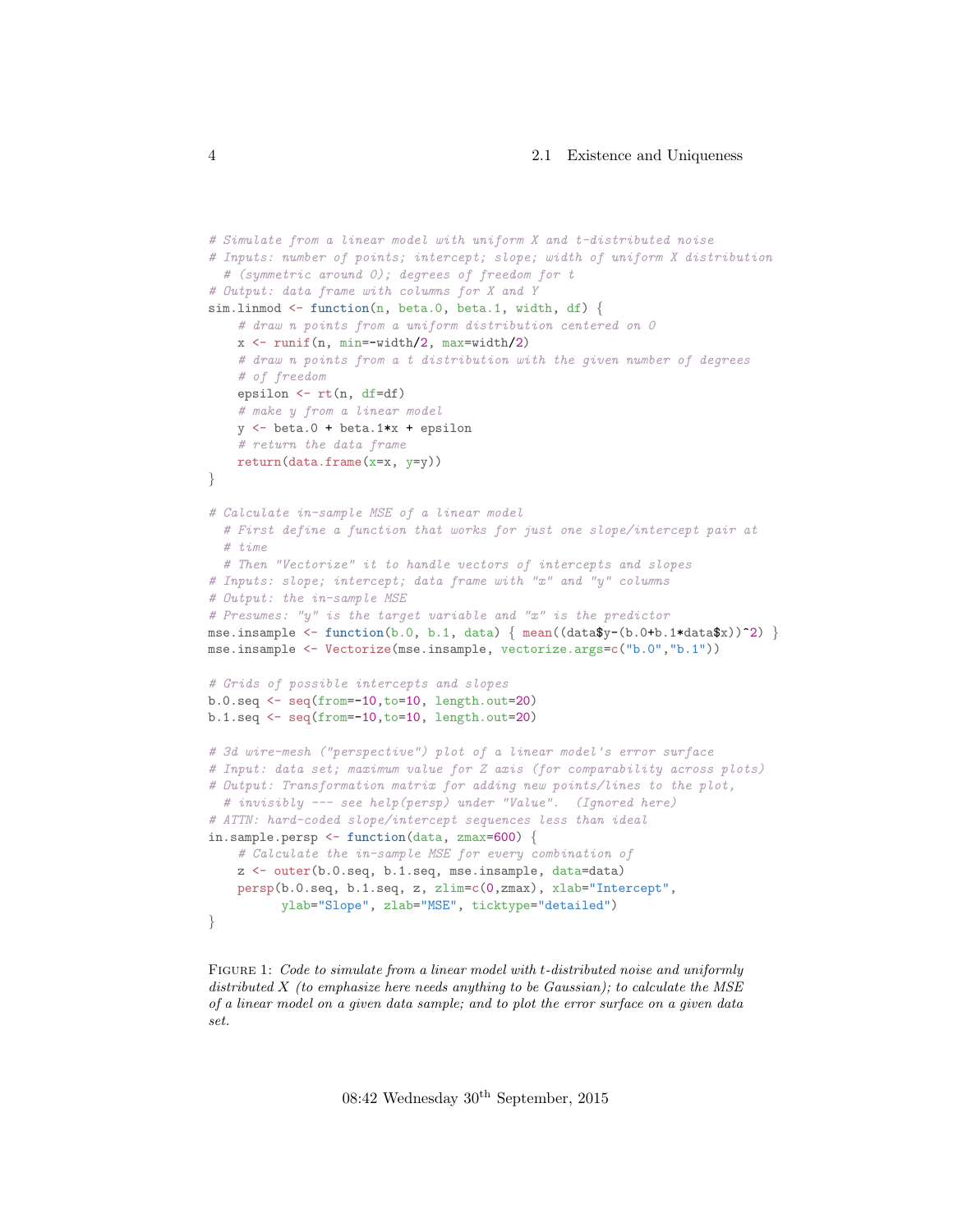```r
# Simulate from a linear model with uniform X and t-distributed noise
# Inputs: number of points; intercept; slope; width of uniform X distribution
  # (symmetric around 0); degrees of freedom for t
# Output: data frame with columns for X and Y
sim.linmod <- function(n, beta.0, beta.1, width, df) {
    # draw n points from a uniform distribution centered on 0
    x <- runif(n, min=-width/2, max=width/2)
    # draw n points from a t distribution with the given number of degrees
    # of freedom
    epsilon <- rt(n, df=df)
    # make y from a linear model
    y <- beta.0 + beta.1*x + epsilon
    # return the data frame
    return(data.frame(x=x, y=y))
}

# Calculate in-sample MSE of a linear model
  # First define a function that works for just one slope/intercept pair at
  # time
  # Then "Vectorize" it to handle vectors of intercepts and slopes
# Inputs: slope; intercept; data frame with "x" and "y" columns
# Output: the in-sample MSE
# Presumes: "y" is the target variable and "x" is the predictor
mse.insample <- function(b.0, b.1, data) { mean((data$y-(b.0+b.1*data$x))^2) }
mse.insample <- Vectorize(mse.insample, vectorize.args=c("b.0","b.1"))

# Grids of possible intercepts and slopes
b.0.seq <- seq(from=-10,to=10, length.out=20)
b.1.seq <- seq(from=-10,to=10, length.out=20)

# 3d wire-mesh ("perspective") plot of a linear model's error surface
# Input: data set; maximum value for Z axis (for comparability across plots)
# Output: Transformation matrix for adding new points/lines to the plot,
  # invisibly --- see help(persp) under "Value".  (Ignored here)
# ATTN: hard-coded slope/intercept sequences less than ideal
in.sample.persp <- function(data, zmax=600) {
    # Calculate the in-sample MSE for every combination of
    z <- outer(b.0.seq, b.1.seq, mse.insample, data=data)
    persp(b.0.seq, b.1.seq, z, zlim=c(0,zmax), xlab="Intercept",
          ylab="Slope", zlab="MSE", ticktype="detailed")
}
```

FIGURE 1: *Code to simulate from a linear model with t-distributed noise and uniformly distributed X (to emphasize here needs anything to be Gaussian); to calculate the MSE of a linear model on a given data sample; and to plot the error surface on a given data set.*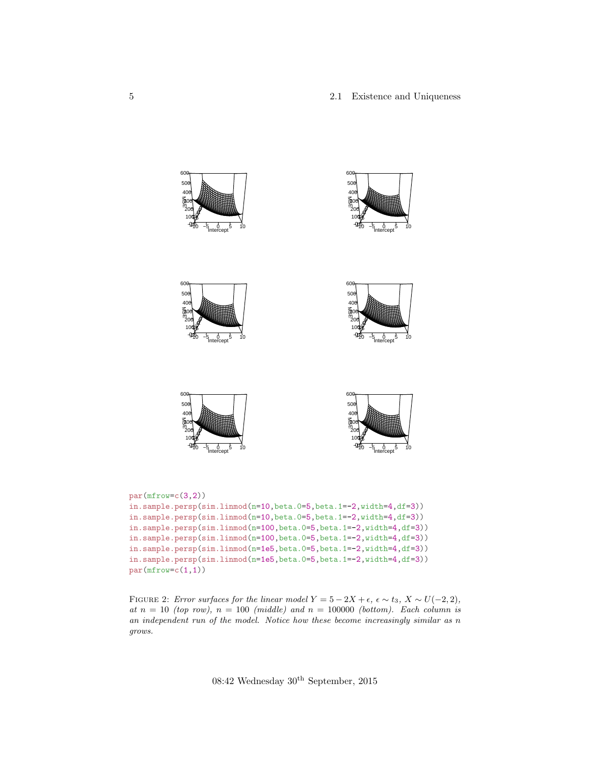```
par(mfrow=c(3,2))
in.sample.persp(sim.linmod(n=10,beta.0=5,beta.1=-2,width=4,df=3))
in.sample.persp(sim.linmod(n=10,beta.0=5,beta.1=-2,width=4,df=3))
in.sample.persp(sim.linmod(n=100,beta.0=5,beta.1=-2,width=4,df=3))
in.sample.persp(sim.linmod(n=100,beta.0=5,beta.1=-2,width=4,df=3))
in.sample.persp(sim.linmod(n=1e5,beta.0=5,beta.1=-2,width=4,df=3))
in.sample.persp(sim.linmod(n=1e5,beta.0=5,beta.1=-2,width=4,df=3))
par(mfrow=c(1,1))
```

FIGURE 2: *Error surfaces for the linear model $Y = 5 - 2X + \epsilon$, $\epsilon \sim t_3$, $X \sim U(-2, 2)$, at $n = 10$ (top row), $n = 100$ (middle) and $n = 100000$ (bottom). Each column is an independent run of the model. Notice how these become increasingly similar as $n$ grows.*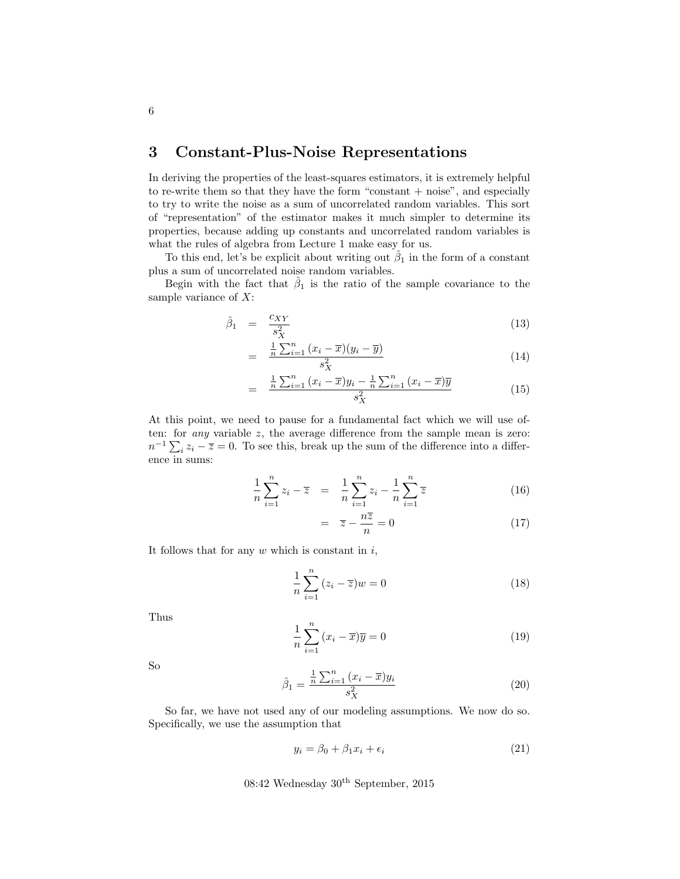## 3 Constant-Plus-Noise Representations

In deriving the properties of the least-squares estimators, it is extremely helpful to re-write them so that they have the form "constant + noise", and especially to try to write the noise as a sum of uncorrelated random variables. This sort of "representation" of the estimator makes it much simpler to determine its properties, because adding up constants and uncorrelated random variables is what the rules of algebra from Lecture 1 make easy for us.

To this end, let's be explicit about writing out $\hat{\beta}_1$ in the form of a constant plus a sum of uncorrelated noise random variables.

Begin with the fact that $\hat{\beta}_1$ is the ratio of the sample covariance to the sample variance of $X$:

$$\hat{\beta}_1 = \frac{c_{XY}}{s^2_X} \tag{13}$$

$$= \frac{\frac{1}{n}\sum_{i=1}^{n}(x_i - \overline{x})(y_i - \overline{y})}{s^2_X} \tag{14}$$

$$= \frac{\frac{1}{n}\sum_{i=1}^{n}(x_i - \overline{x})y_i - \frac{1}{n}\sum_{i=1}^{n}(x_i - \overline{x})\overline{y}}{s^2_X} \tag{15}$$

At this point, we need to pause for a fundamental fact which we will use often: for *any* variable $z$, the average difference from the sample mean is zero: $n^{-1}\sum_i z_i - \overline{z} = 0$. To see this, break up the sum of the difference into a difference in sums:

$$\frac{1}{n}\sum_{i=1}^{n} z_i - \overline{z} = \frac{1}{n}\sum_{i=1}^{n} z_i - \frac{1}{n}\sum_{i=1}^{n}\overline{z} \tag{16}$$

$$= \overline{z} - \frac{n\overline{z}}{n} = 0 \tag{17}$$

It follows that for any $w$ which is constant in $i$,

$$\frac{1}{n}\sum_{i=1}^{n}(z_i - \overline{z})w = 0 \tag{18}$$

Thus

$$\frac{1}{n}\sum_{i=1}^{n}(x_i - \overline{x})\overline{y} = 0 \tag{19}$$

So

$$\hat{\beta}_1 = \frac{\frac{1}{n}\sum_{i=1}^{n}(x_i - \overline{x})y_i}{s^2_X} \tag{20}$$

So far, we have not used any of our modeling assumptions. We now do so. Specifically, we use the assumption that

$$y_i = \beta_0 + \beta_1 x_i + \epsilon_i \tag{21}$$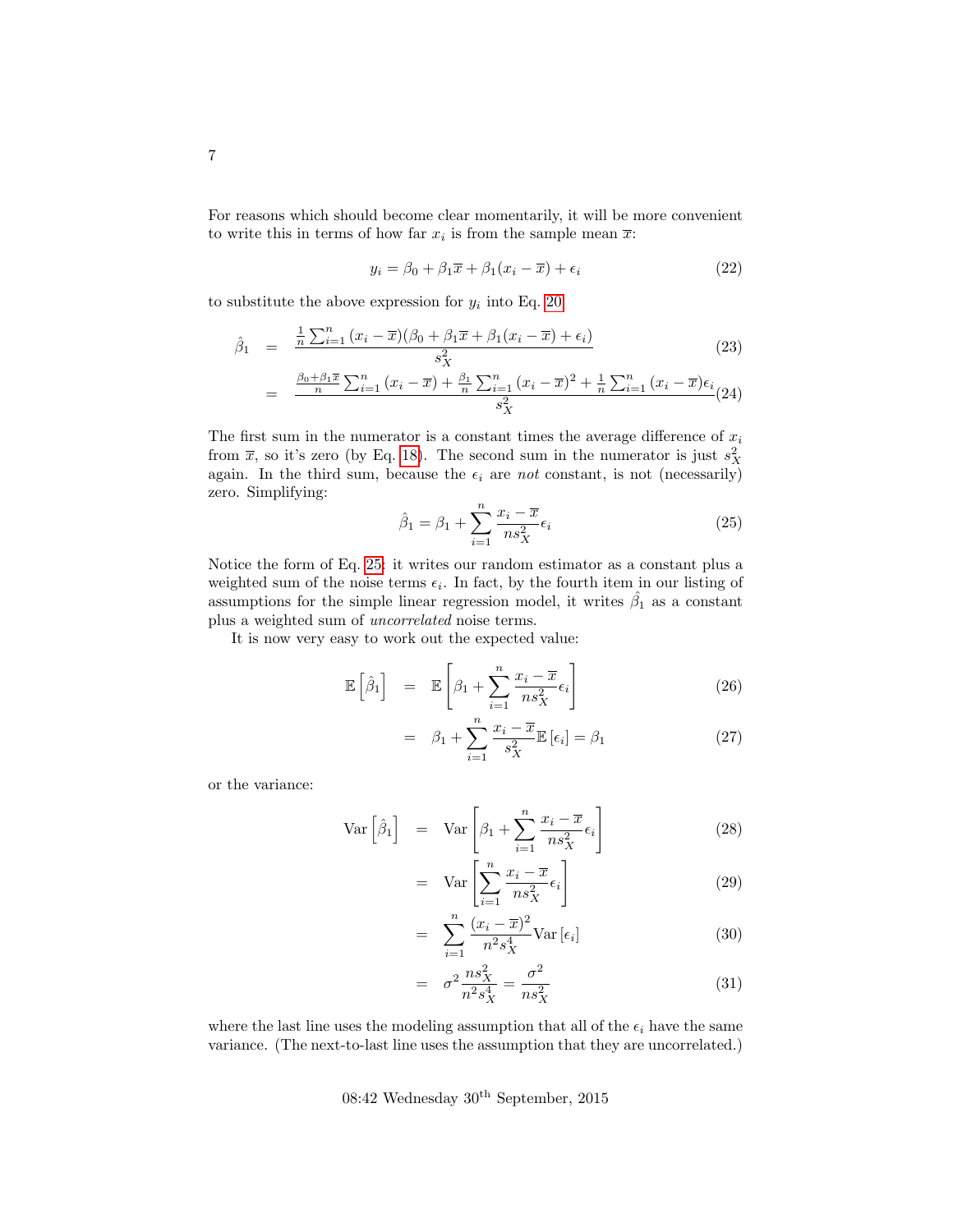For reasons which should become clear momentarily, it will be more convenient to write this in terms of how far $x_i$ is from the sample mean $\overline{x}$:

$$y_i = \beta_0 + \beta_1 \overline{x} + \beta_1 (x_i - \overline{x}) + \epsilon_i \tag{22}$$

to substitute the above expression for $y_i$ into Eq. 20:

$$\hat{\beta}_1 = \frac{\frac{1}{n}\sum_{i=1}^{n}(x_i - \overline{x})(\beta_0 + \beta_1\overline{x} + \beta_1(x_i - \overline{x}) + \epsilon_i)}{s^2_X} \tag{23}$$

$$= \frac{\frac{\beta_0 + \beta_1\overline{x}}{n}\sum_{i=1}^{n}(x_i - \overline{x}) + \frac{\beta_1}{n}\sum_{i=1}^{n}(x_i - \overline{x})^2 + \frac{1}{n}\sum_{i=1}^{n}(x_i - \overline{x})\epsilon_i}{s^2_X} \tag{24}$$

The first sum in the numerator is a constant times the average difference of $x_i$ from $\overline{x}$, so it's zero (by Eq. 18). The second sum in the numerator is just $s^2_X$ again. In the third sum, because the $\epsilon_i$ are *not* constant, is not (necessarily) zero. Simplifying:

$$\hat{\beta}_1 = \beta_1 + \sum_{i=1}^{n}\frac{x_i - \overline{x}}{ns^2_X}\epsilon_i \tag{25}$$

Notice the form of Eq. 25: it writes our random estimator as a constant plus a weighted sum of the noise terms $\epsilon_i$. In fact, by the fourth item in our listing of assumptions for the simple linear regression model, it writes $\hat{\beta}_1$ as a constant plus a weighted sum of *uncorrelated* noise terms.

It is now very easy to work out the expected value:

$$\mathbb{E}\left[\hat{\beta}_1\right] = \mathbb{E}\left[\beta_1 + \sum_{i=1}^{n}\frac{x_i - \overline{x}}{ns^2_X}\epsilon_i\right] \tag{26}$$

$$= \beta_1 + \sum_{i=1}^{n}\frac{x_i - \overline{x}}{s^2_X}\mathbb{E}\left[\epsilon_i\right] = \beta_1 \tag{27}$$

or the variance:

$$\text{Var}\left[\hat{\beta}_1\right] = \text{Var}\left[\beta_1 + \sum_{i=1}^{n}\frac{x_i - \overline{x}}{ns^2_X}\epsilon_i\right] \tag{28}$$

$$= \text{Var}\left[\sum_{i=1}^{n}\frac{x_i - \overline{x}}{ns^2_X}\epsilon_i\right] \tag{29}$$

$$= \sum_{i=1}^{n}\frac{(x_i - \overline{x})^2}{n^2 s^4_X}\text{Var}\left[\epsilon_i\right] \tag{30}$$

$$= \sigma^2\frac{ns^2_X}{n^2 s^4_X} = \frac{\sigma^2}{ns^2_X} \tag{31}$$

where the last line uses the modeling assumption that all of the $\epsilon_i$ have the same variance. (The next-to-last line uses the assumption that they are uncorrelated.)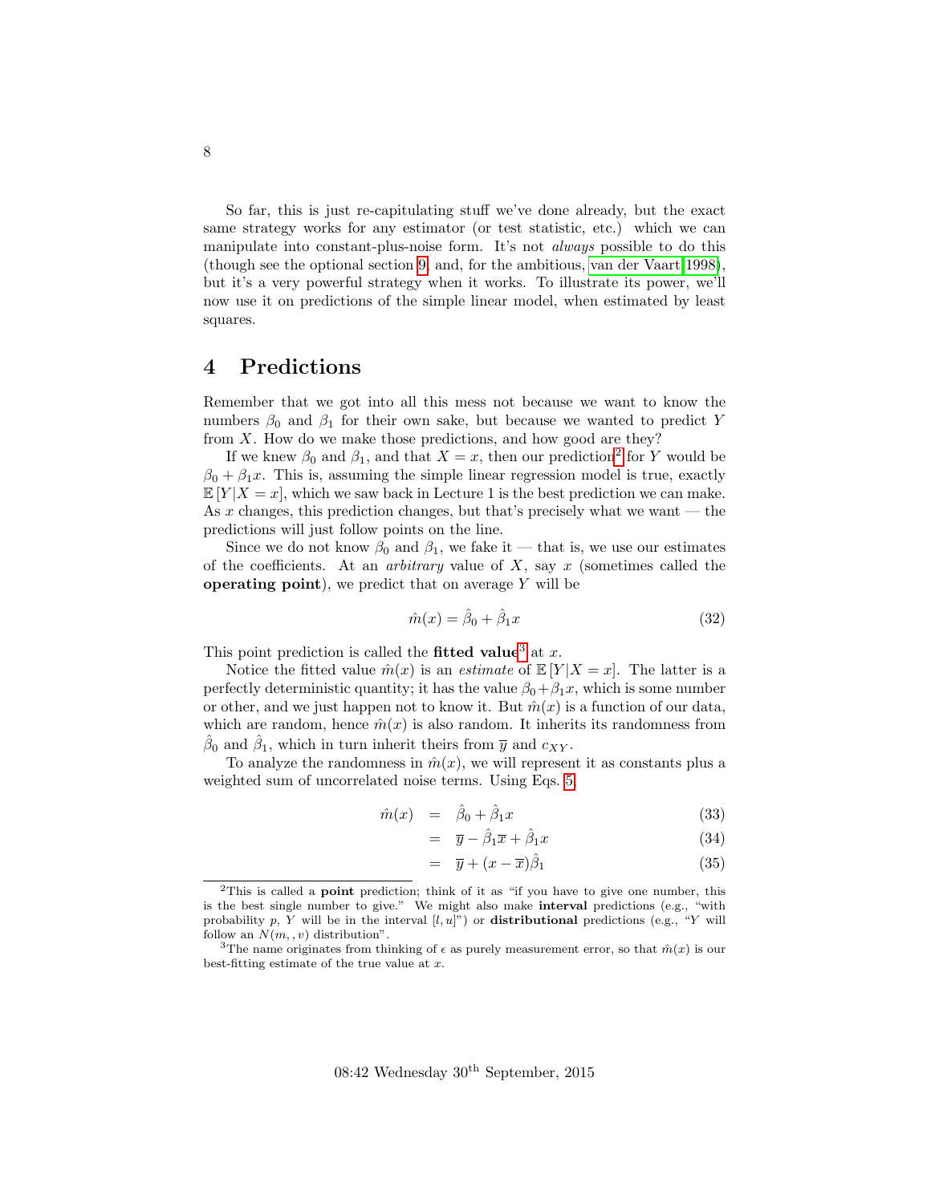So far, this is just re-capitulating stuff we've done already, but the exact same strategy works for any estimator (or test statistic, etc.) which we can manipulate into constant-plus-noise form. It's not *always* possible to do this (though see the optional section 9, and, for the ambitious, van der Vaart 1998), but it's a very powerful strategy when it works. To illustrate its power, we'll now use it on predictions of the simple linear model, when estimated by least squares.

## 4 Predictions

Remember that we got into all this mess not because we want to know the numbers $\beta_0$ and $\beta_1$ for their own sake, but because we wanted to predict $Y$ from $X$. How do we make those predictions, and how good are they?

If we knew $\beta_0$ and $\beta_1$, and that $X = x$, then our prediction[2] for $Y$ would be $\beta_0 + \beta_1 x$. This is, assuming the simple linear regression model is true, exactly $\mathbb{E}[Y|X = x]$, which we saw back in Lecture 1 is the best prediction we can make. As $x$ changes, this prediction changes, but that's precisely what we want — the predictions will just follow points on the line.

Since we do not know $\beta_0$ and $\beta_1$, we fake it — that is, we use our estimates of the coefficients. At an *arbitrary* value of $X$, say $x$ (sometimes called the **operating point**), we predict that on average $Y$ will be

$$\hat{m}(x) = \hat{\beta}_0 + \hat{\beta}_1 x \tag{32}$$

This point prediction is called the **fitted value**[3] at $x$.

Notice the fitted value $\hat{m}(x)$ is an *estimate* of $\mathbb{E}[Y|X = x]$. The latter is a perfectly deterministic quantity; it has the value $\beta_0 + \beta_1 x$, which is some number or other, and we just happen not to know it. But $\hat{m}(x)$ is a function of our data, which are random, hence $\hat{m}(x)$ is also random. It inherits its randomness from $\hat{\beta}_0$ and $\hat{\beta}_1$, which in turn inherit theirs from $\overline{y}$ and $c_{XY}$.

To analyze the randomness in $\hat{m}(x)$, we will represent it as constants plus a weighted sum of uncorrelated noise terms. Using Eqs. 5,

$$\hat{m}(x) = \hat{\beta}_0 + \hat{\beta}_1 x \tag{33}$$

$$= \overline{y} - \hat{\beta}_1 \overline{x} + \hat{\beta}_1 x \tag{34}$$

$$= \overline{y} + (x - \overline{x})\hat{\beta}_1 \tag{35}$$

---

[2] This is called a **point** prediction; think of it as "if you have to give one number, this is the best single number to give." We might also make **interval** predictions (e.g., "with probability $p$, $Y$ will be in the interval $[l, u]$") or **distributional** predictions (e.g., "$Y$ will follow an $N(m, , v)$ distribution".

[3] The name originates from thinking of $\epsilon$ as purely measurement error, so that $\hat{m}(x)$ is our best-fitting estimate of the true value at $x$.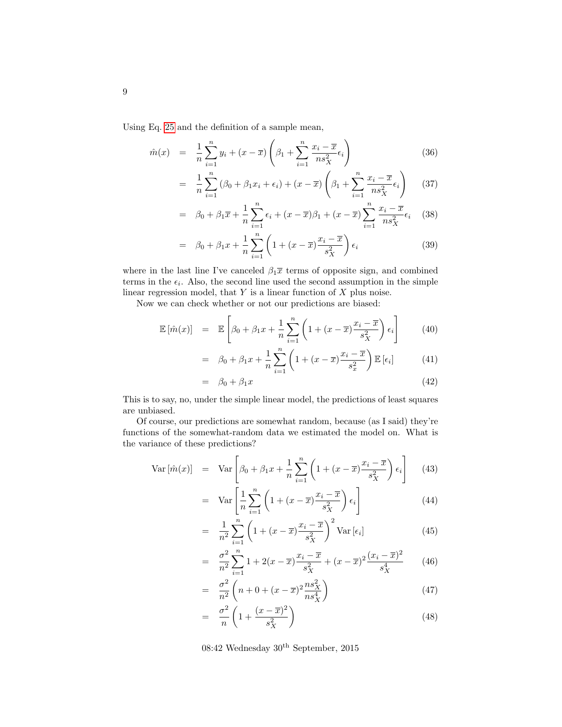Using Eq. 25 and the definition of a sample mean,

$$\begin{aligned}
\hat{m}(x) &= \frac{1}{n}\sum_{i=1}^{n} y_i + (x-\overline{x})\left(\beta_1 + \sum_{i=1}^{n}\frac{x_i-\overline{x}}{ns_X^2}\epsilon_i\right) & (36)\\
&= \frac{1}{n}\sum_{i=1}^{n}(\beta_0+\beta_1 x_i+\epsilon_i) + (x-\overline{x})\left(\beta_1 + \sum_{i=1}^{n}\frac{x_i-\overline{x}}{ns_X^2}\epsilon_i\right) & (37)\\
&= \beta_0 + \beta_1\overline{x} + \frac{1}{n}\sum_{i=1}^{n}\epsilon_i + (x-\overline{x})\beta_1 + (x-\overline{x})\sum_{i=1}^{n}\frac{x_i-\overline{x}}{ns_X^2}\epsilon_i & (38)\\
&= \beta_0 + \beta_1 x + \frac{1}{n}\sum_{i=1}^{n}\left(1+(x-\overline{x})\frac{x_i-\overline{x}}{s_X^2}\right)\epsilon_i & (39)
\end{aligned}$$

where in the last line I've canceled $\beta_1\overline{x}$ terms of opposite sign, and combined terms in the $\epsilon_i$. Also, the second line used the second assumption in the simple linear regression model, that $Y$ is a linear function of $X$ plus noise.

Now we can check whether or not our predictions are biased:

$$\begin{aligned}
\mathbb{E}\left[\hat{m}(x)\right] &= \mathbb{E}\left[\beta_0 + \beta_1 x + \frac{1}{n}\sum_{i=1}^{n}\left(1+(x-\overline{x})\frac{x_i-\overline{x}}{s_X^2}\right)\epsilon_i\right] & (40)\\
&= \beta_0 + \beta_1 x + \frac{1}{n}\sum_{i=1}^{n}\left(1+(x-\overline{x})\frac{x_i-\overline{x}}{s_x^2}\right)\mathbb{E}\left[\epsilon_i\right] & (41)\\
&= \beta_0 + \beta_1 x & (42)
\end{aligned}$$

This is to say, no, under the simple linear model, the predictions of least squares are unbiased.

Of course, our predictions are somewhat random, because (as I said) they're functions of the somewhat-random data we estimated the model on. What is the variance of these predictions?

$$\begin{aligned}
\mathrm{Var}\left[\hat{m}(x)\right] &= \mathrm{Var}\left[\beta_0 + \beta_1 x + \frac{1}{n}\sum_{i=1}^{n}\left(1+(x-\overline{x})\frac{x_i-\overline{x}}{s_X^2}\right)\epsilon_i\right] & (43)\\
&= \mathrm{Var}\left[\frac{1}{n}\sum_{i=1}^{n}\left(1+(x-\overline{x})\frac{x_i-\overline{x}}{s_X^2}\right)\epsilon_i\right] & (44)\\
&= \frac{1}{n^2}\sum_{i=1}^{n}\left(1+(x-\overline{x})\frac{x_i-\overline{x}}{s_X^2}\right)^2\mathrm{Var}\left[\epsilon_i\right] & (45)\\
&= \frac{\sigma^2}{n^2}\sum_{i=1}^{n} 1 + 2(x-\overline{x})\frac{x_i-\overline{x}}{s_X^2} + (x-\overline{x})^2\frac{(x_i-\overline{x})^2}{s_X^4} & (46)\\
&= \frac{\sigma^2}{n^2}\left(n + 0 + (x-\overline{x})^2\frac{ns_X^2}{ns_X^4}\right) & (47)\\
&= \frac{\sigma^2}{n}\left(1+\frac{(x-\overline{x})^2}{s_X^2}\right) & (48)
\end{aligned}$$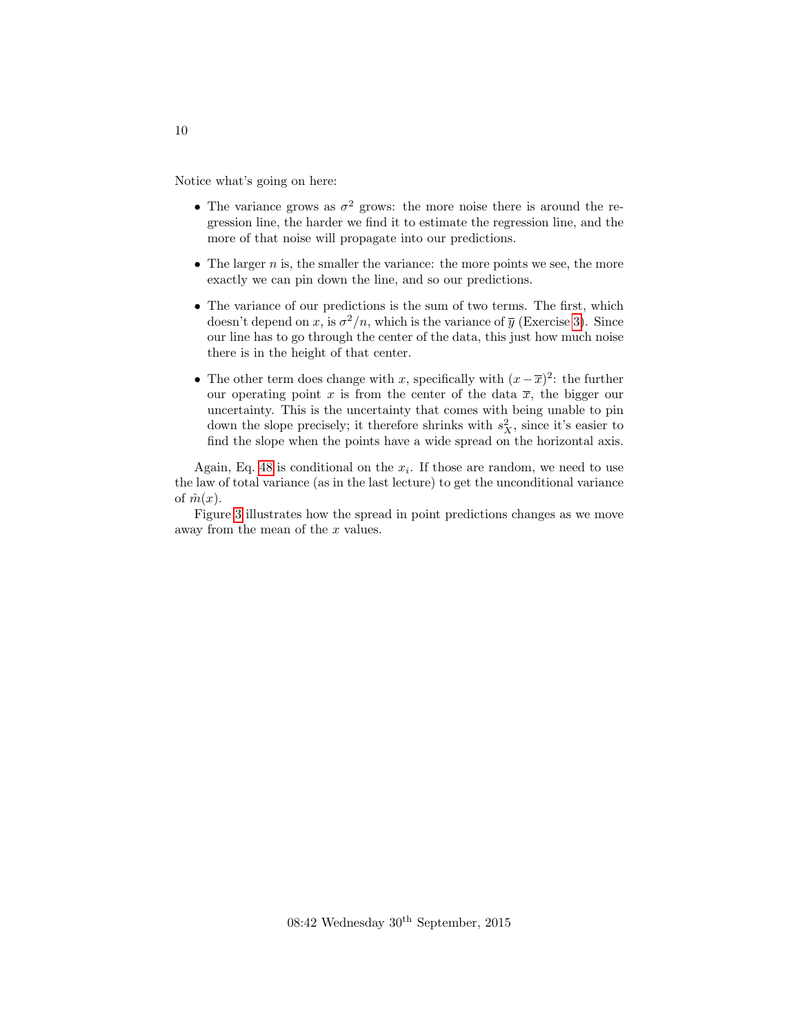Notice what's going on here:

- The variance grows as $\sigma^2$ grows: the more noise there is around the regression line, the harder we find it to estimate the regression line, and the more of that noise will propagate into our predictions.
- The larger $n$ is, the smaller the variance: the more points we see, the more exactly we can pin down the line, and so our predictions.
- The variance of our predictions is the sum of two terms. The first, which doesn't depend on $x$, is $\sigma^2/n$, which is the variance of $\overline{y}$ (Exercise 3). Since our line has to go through the center of the data, this just how much noise there is in the height of that center.
- The other term does change with $x$, specifically with $(x - \overline{x})^2$: the further our operating point $x$ is from the center of the data $\overline{x}$, the bigger our uncertainty. This is the uncertainty that comes with being unable to pin down the slope precisely; it therefore shrinks with $s_X^2$, since it's easier to find the slope when the points have a wide spread on the horizontal axis.

Again, Eq. 48 is conditional on the $x_i$. If those are random, we need to use the law of total variance (as in the last lecture) to get the unconditional variance of $\hat{m}(x)$.

Figure 3 illustrates how the spread in point predictions changes as we move away from the mean of the $x$ values.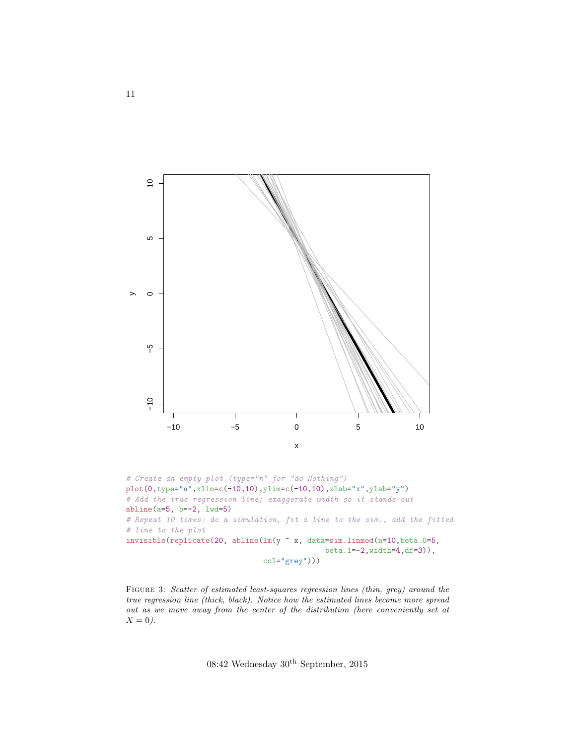```
# Create an empty plot (type="n" for "do Nothing")
plot(0,type="n",xlim=c(-10,10),ylim=c(-10,10),xlab="x",ylab="y")
# Add the true regression line; exaggerate width so it stands out
abline(a=5, b=-2, lwd=5)
# Repeat 10 times: do a simulation, fit a line to the sim., add the fitted
# line to the plot
invisible(replicate(20, abline(lm(y ~ x, data=sim.linmod(n=10,beta.0=5,
                                            beta.1=-2,width=4,df=3)),
                              col="grey")))
```

FIGURE 3: *Scatter of estimated least-squares regression lines (thin, grey) around the true regression line (thick, black). Notice how the estimated lines become more spread out as we move away from the center of the distribution (here conveniently set at $X = 0$).*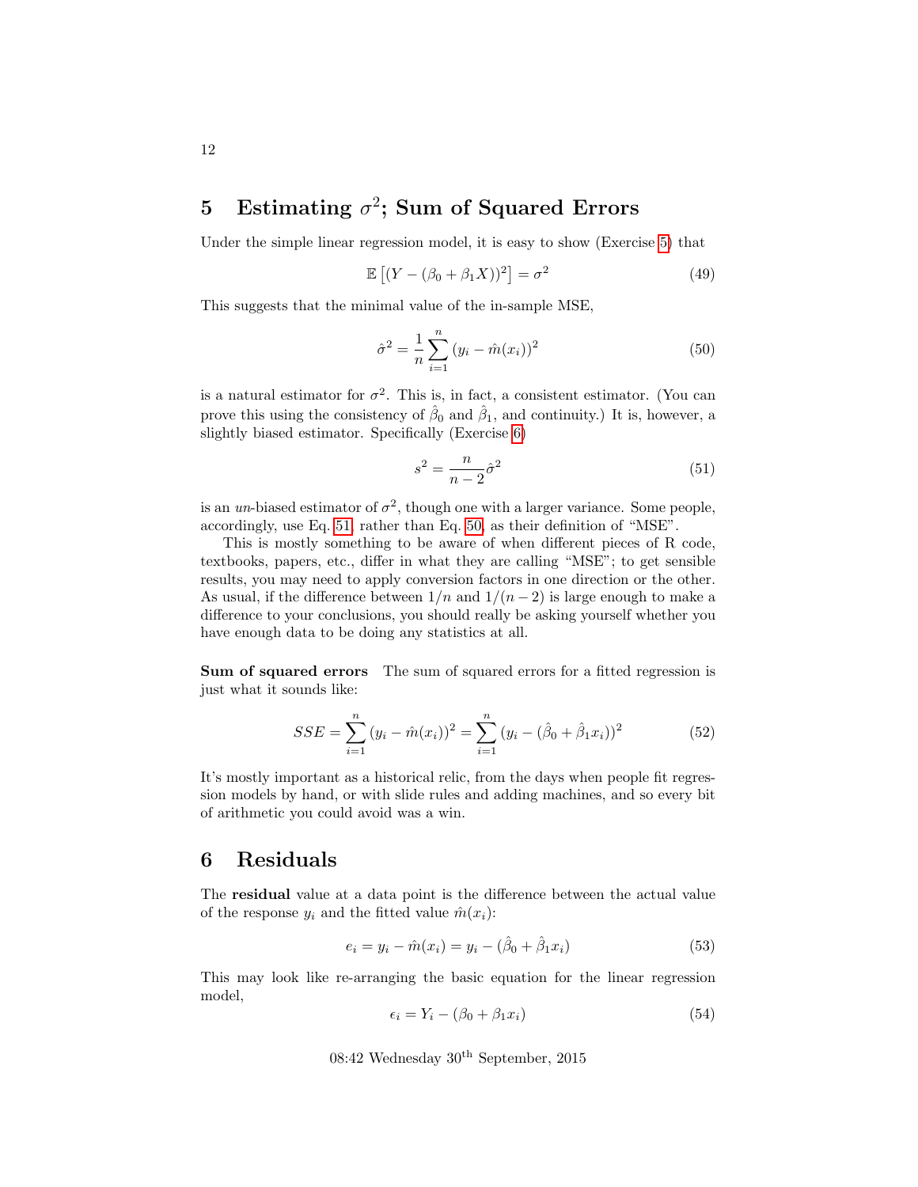## 5 Estimating $\sigma^2$; Sum of Squared Errors

Under the simple linear regression model, it is easy to show (Exercise 5) that

$$\mathbb{E}\left[(Y - (\beta_0 + \beta_1 X))^2\right] = \sigma^2 \tag{49}$$

This suggests that the minimal value of the in-sample MSE,

$$\hat{\sigma}^2 = \frac{1}{n}\sum_{i=1}^{n}(y_i - \hat{m}(x_i))^2 \tag{50}$$

is a natural estimator for $\sigma^2$. This is, in fact, a consistent estimator. (You can prove this using the consistency of $\hat{\beta}_0$ and $\hat{\beta}_1$, and continuity.) It is, however, a slightly biased estimator. Specifically (Exercise 6)

$$s^2 = \frac{n}{n-2}\hat{\sigma}^2 \tag{51}$$

is an *un*-biased estimator of $\sigma^2$, though one with a larger variance. Some people, accordingly, use Eq. 51, rather than Eq. 50, as their definition of "MSE".

This is mostly something to be aware of when different pieces of R code, textbooks, papers, etc., differ in what they are calling "MSE"; to get sensible results, you may need to apply conversion factors in one direction or the other. As usual, if the difference between $1/n$ and $1/(n-2)$ is large enough to make a difference to your conclusions, you should really be asking yourself whether you have enough data to be doing any statistics at all.

**Sum of squared errors** The sum of squared errors for a fitted regression is just what it sounds like:

$$SSE = \sum_{i=1}^{n}(y_i - \hat{m}(x_i))^2 = \sum_{i=1}^{n}(y_i - (\hat{\beta}_0 + \hat{\beta}_1 x_i))^2 \tag{52}$$

It's mostly important as a historical relic, from the days when people fit regression models by hand, or with slide rules and adding machines, and so every bit of arithmetic you could avoid was a win.

## 6 Residuals

The **residual** value at a data point is the difference between the actual value of the response $y_i$ and the fitted value $\hat{m}(x_i)$:

$$e_i = y_i - \hat{m}(x_i) = y_i - (\hat{\beta}_0 + \hat{\beta}_1 x_i) \tag{53}$$

This may look like re-arranging the basic equation for the linear regression model,

$$\epsilon_i = Y_i - (\beta_0 + \beta_1 x_i) \tag{54}$$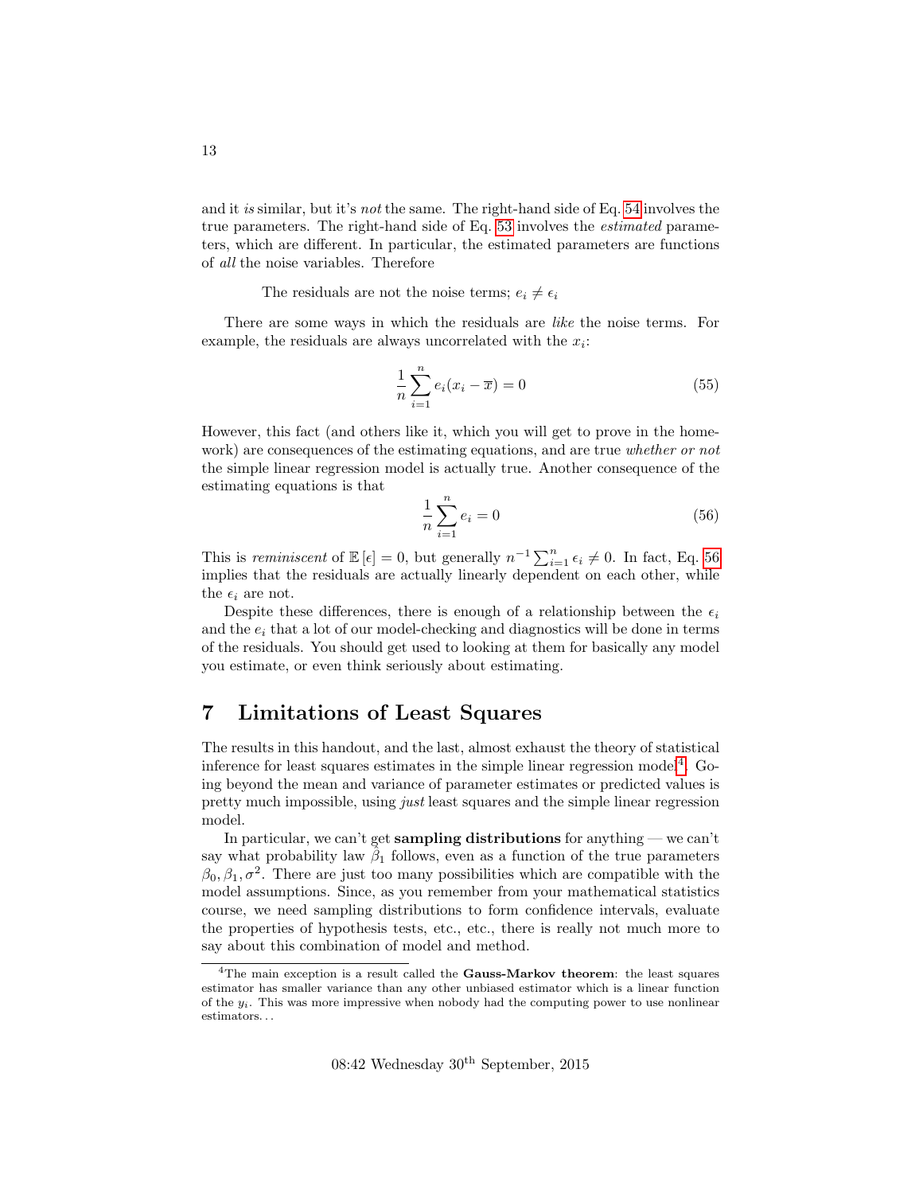and it *is* similar, but it's *not* the same. The right-hand side of Eq. 54 involves the true parameters. The right-hand side of Eq. 53 involves the *estimated* parameters, which are different. In particular, the estimated parameters are functions of *all* the noise variables. Therefore

> The residuals are not the noise terms; $e_i \neq \epsilon_i$

There are some ways in which the residuals are *like* the noise terms. For example, the residuals are always uncorrelated with the $x_i$:

$$\frac{1}{n}\sum_{i=1}^{n} e_i(x_i - \overline{x}) = 0 \tag{55}$$

However, this fact (and others like it, which you will get to prove in the homework) are consequences of the estimating equations, and are true *whether or not* the simple linear regression model is actually true. Another consequence of the estimating equations is that

$$\frac{1}{n}\sum_{i=1}^{n} e_i = 0 \tag{56}$$

This is *reminiscent* of $\mathbb{E}[\epsilon] = 0$, but generally $n^{-1}\sum_{i=1}^{n} \epsilon_i \neq 0$. In fact, Eq. 56 implies that the residuals are actually linearly dependent on each other, while the $\epsilon_i$ are not.

Despite these differences, there is enough of a relationship between the $\epsilon_i$ and the $e_i$ that a lot of our model-checking and diagnostics will be done in terms of the residuals. You should get used to looking at them for basically any model you estimate, or even think seriously about estimating.

## 7 Limitations of Least Squares

The results in this handout, and the last, almost exhaust the theory of statistical inference for least squares estimates in the simple linear regression model[4]. Going beyond the mean and variance of parameter estimates or predicted values is pretty much impossible, using *just* least squares and the simple linear regression model.

In particular, we can't get **sampling distributions** for anything — we can't say what probability law $\hat{\beta}_1$ follows, even as a function of the true parameters $\beta_0, \beta_1, \sigma^2$. There are just too many possibilities which are compatible with the model assumptions. Since, as you remember from your mathematical statistics course, we need sampling distributions to form confidence intervals, evaluate the properties of hypothesis tests, etc., etc., there is really not much more to say about this combination of model and method.

---

[4] The main exception is a result called the **Gauss-Markov theorem**: the least squares estimator has smaller variance than any other unbiased estimator which is a linear function of the $y_i$. This was more impressive when nobody had the computing power to use nonlinear estimators...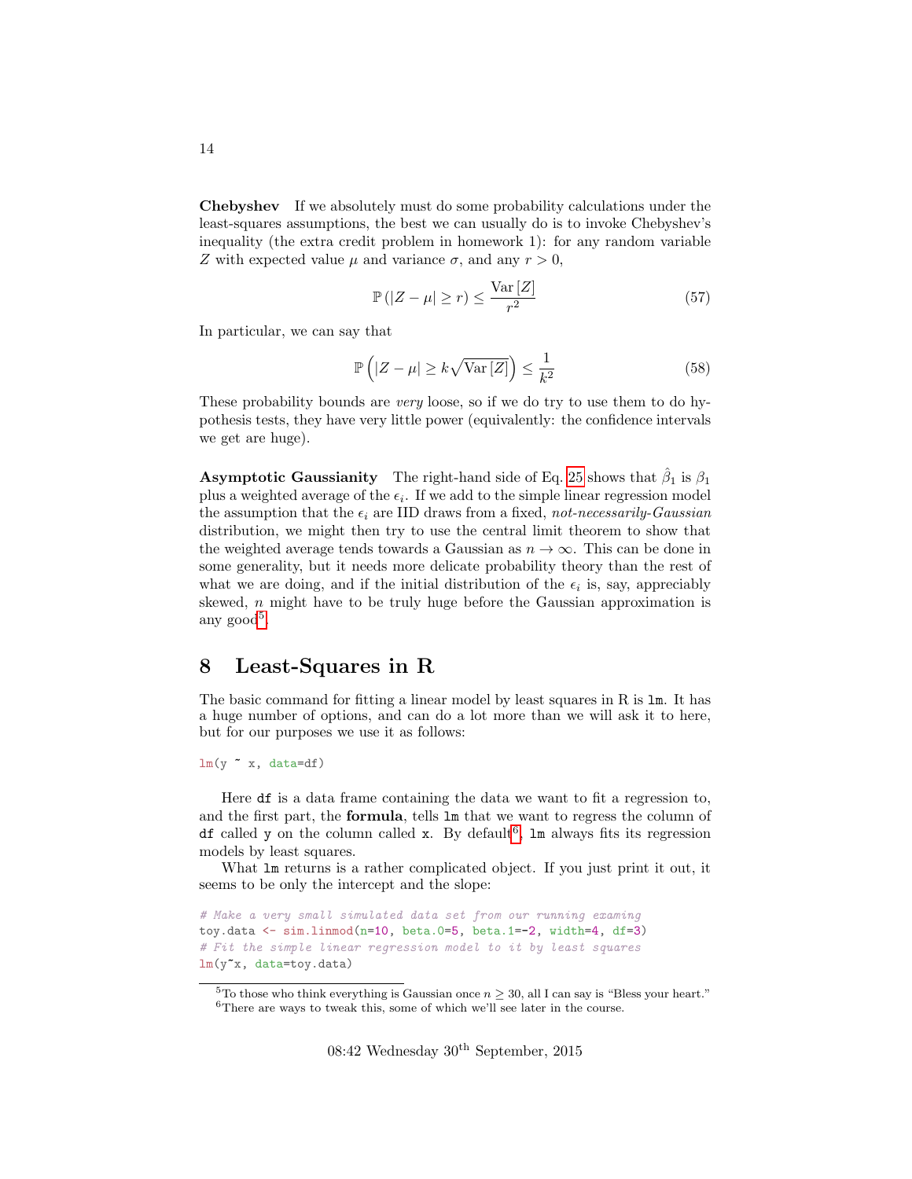**Chebyshev** If we absolutely must do some probability calculations under the least-squares assumptions, the best we can usually do is to invoke Chebyshev's inequality (the extra credit problem in homework 1): for any random variable $Z$ with expected value $\mu$ and variance $\sigma$, and any $r > 0$,

$$\mathbb{P}\left(|Z - \mu| \geq r\right) \leq \frac{\mathrm{Var}\left[Z\right]}{r^2} \tag{57}$$

In particular, we can say that

$$\mathbb{P}\left(|Z - \mu| \geq k\sqrt{\mathrm{Var}\left[Z\right]}\right) \leq \frac{1}{k^2} \tag{58}$$

These probability bounds are *very* loose, so if we do try to use them to do hypothesis tests, they have very little power (equivalently: the confidence intervals we get are huge).

**Asymptotic Gaussianity** The right-hand side of Eq. 25 shows that $\hat{\beta}_1$ is $\beta_1$ plus a weighted average of the $\epsilon_i$. If we add to the simple linear regression model the assumption that the $\epsilon_i$ are IID draws from a fixed, *not-necessarily-Gaussian* distribution, we might then try to use the central limit theorem to show that the weighted average tends towards a Gaussian as $n \to \infty$. This can be done in some generality, but it needs more delicate probability theory than the rest of what we are doing, and if the initial distribution of the $\epsilon_i$ is, say, appreciably skewed, $n$ might have to be truly huge before the Gaussian approximation is any good[5].

## 8 Least-Squares in R

The basic command for fitting a linear model by least squares in R is `lm`. It has a huge number of options, and can do a lot more than we will ask it to here, but for our purposes we use it as follows:

```
lm(y ~ x, data=df)
```

Here `df` is a data frame containing the data we want to fit a regression to, and the first part, the **formula**, tells `lm` that we want to regress the column of `df` called `y` on the column called `x`. By default[6], `lm` always fits its regression models by least squares.

What `lm` returns is a rather complicated object. If you just print it out, it seems to be only the intercept and the slope:

```
# Make a very small simulated data set from our running examing
toy.data <- sim.linmod(n=10, beta.0=5, beta.1=-2, width=4, df=3)
# Fit the simple linear regression model to it by least squares
lm(y~x, data=toy.data)
```

[5] To those who think everything is Gaussian once $n \geq 30$, all I can say is "Bless your heart."

[6] There are ways to tweak this, some of which we'll see later in the course.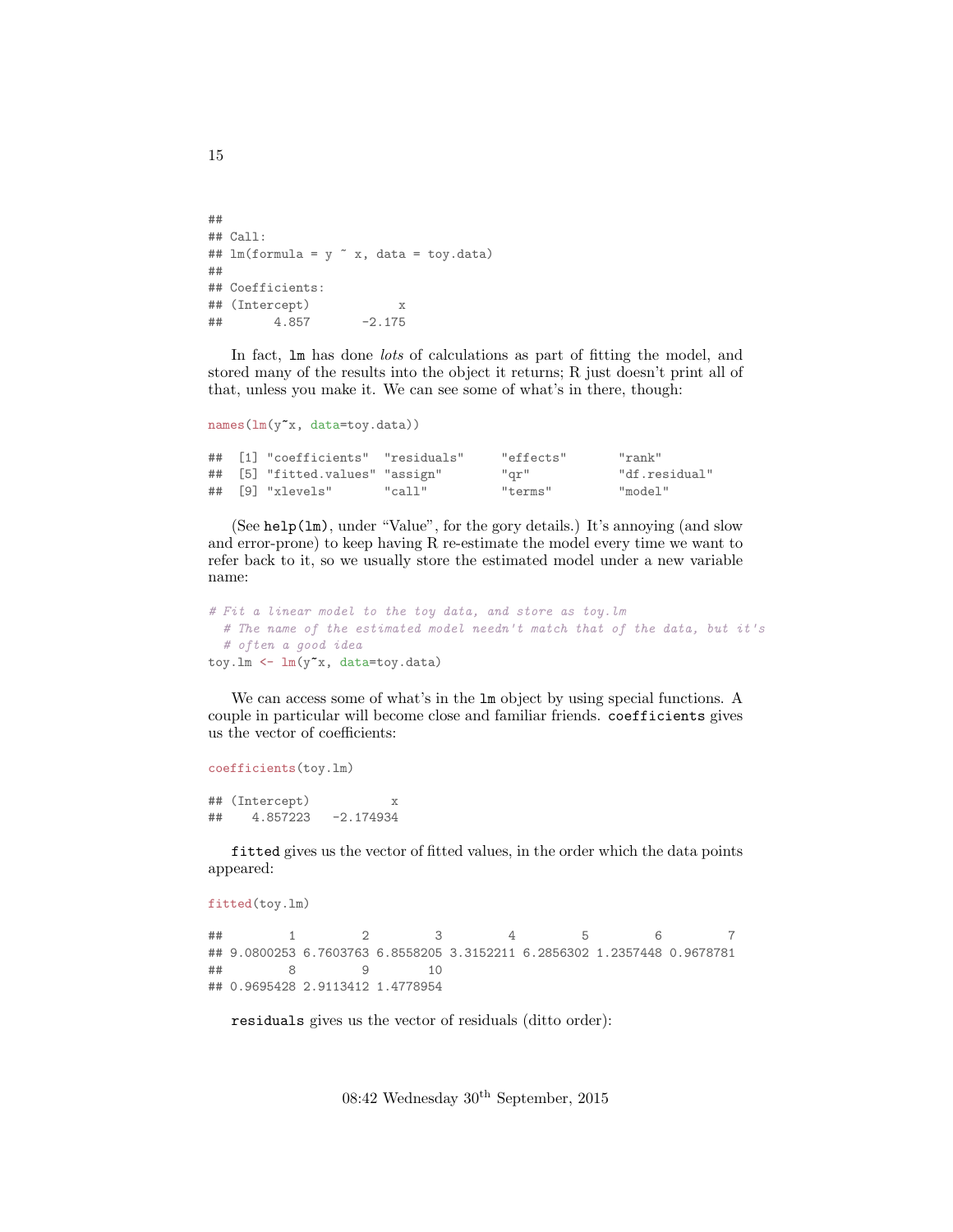```
##
## Call:
## lm(formula = y ~ x, data = toy.data)
##
## Coefficients:
## (Intercept)            x
##       4.857       -2.175
```

In fact, `lm` has done *lots* of calculations as part of fitting the model, and stored many of the results into the object it returns; R just doesn't print all of that, unless you make it. We can see some of what's in there, though:

```
names(lm(y~x, data=toy.data))

##  [1] "coefficients"  "residuals"     "effects"       "rank"
##  [5] "fitted.values" "assign"        "qr"            "df.residual"
##  [9] "xlevels"       "call"          "terms"         "model"
```

(See `help(lm)`, under "Value", for the gory details.) It's annoying (and slow and error-prone) to keep having R re-estimate the model every time we want to refer back to it, so we usually store the estimated model under a new variable name:

```
# Fit a linear model to the toy data, and store as toy.lm
  # The name of the estimated model needn't match that of the data, but it's
  # often a good idea
toy.lm <- lm(y~x, data=toy.data)
```

We can access some of what's in the `lm` object by using special functions. A couple in particular will become close and familiar friends. `coefficients` gives us the vector of coefficients:

```
coefficients(toy.lm)

## (Intercept)           x
##    4.857223   -2.174934
```

`fitted` gives us the vector of fitted values, in the order which the data points appeared:

```
fitted(toy.lm)

##         1         2         3         4         5         6         7
## 9.0800253 6.7603763 6.8558205 3.3152211 6.2856302 1.2357448 0.9678781
##         8         9        10
## 0.9695428 2.9113412 1.4778954
```

`residuals` gives us the vector of residuals (ditto order):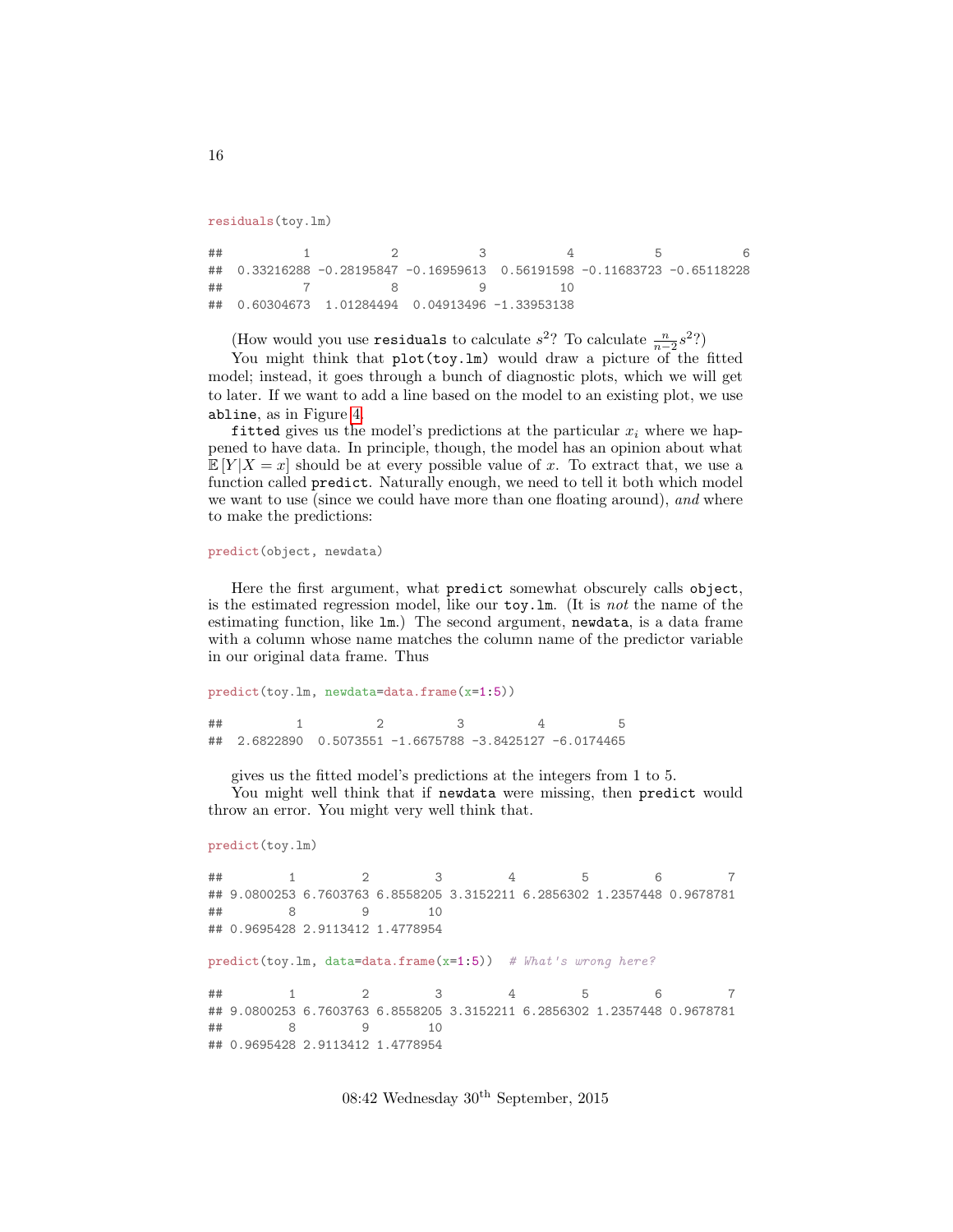```r
residuals(toy.lm)

##           1           2           3           4           5           6
##  0.33216288 -0.28195847 -0.16959613  0.56191598 -0.11683723 -0.65118228
##           7           8           9          10
##  0.60304673  1.01284494  0.04913496 -1.33953138
```

(How would you use `residuals` to calculate $s^2$? To calculate $\frac{n}{n-2}s^2$?)

You might think that `plot(toy.lm)` would draw a picture of the fitted model; instead, it goes through a bunch of diagnostic plots, which we will get to later. If we want to add a line based on the model to an existing plot, we use `abline`, as in Figure 4.

`fitted` gives us the model's predictions at the particular $x_i$ where we happened to have data. In principle, though, the model has an opinion about what $\mathbb{E}[Y|X = x]$ should be at every possible value of $x$. To extract that, we use a function called `predict`. Naturally enough, we need to tell it both which model we want to use (since we could have more than one floating around), *and* where to make the predictions:

```r
predict(object, newdata)
```

Here the first argument, what `predict` somewhat obscurely calls `object`, is the estimated regression model, like our `toy.lm`. (It is *not* the name of the estimating function, like `lm`.) The second argument, `newdata`, is a data frame with a column whose name matches the column name of the predictor variable in our original data frame. Thus

```r
predict(toy.lm, newdata=data.frame(x=1:5))

##          1          2          3          4          5
##  2.6822890  0.5073551 -1.6675788 -3.8425127 -6.0174465
```

gives us the fitted model's predictions at the integers from 1 to 5.

You might well think that if `newdata` were missing, then `predict` would throw an error. You might very well think that.

```r
predict(toy.lm)

##         1         2         3         4         5         6         7
## 9.0800253 6.7603763 6.8558205 3.3152211 6.2856302 1.2357448 0.9678781
##         8         9        10
## 0.9695428 2.9113412 1.4778954

predict(toy.lm, data=data.frame(x=1:5))  # What's wrong here?

##         1         2         3         4         5         6         7
## 9.0800253 6.7603763 6.8558205 3.3152211 6.2856302 1.2357448 0.9678781
##         8         9        10
## 0.9695428 2.9113412 1.4778954
```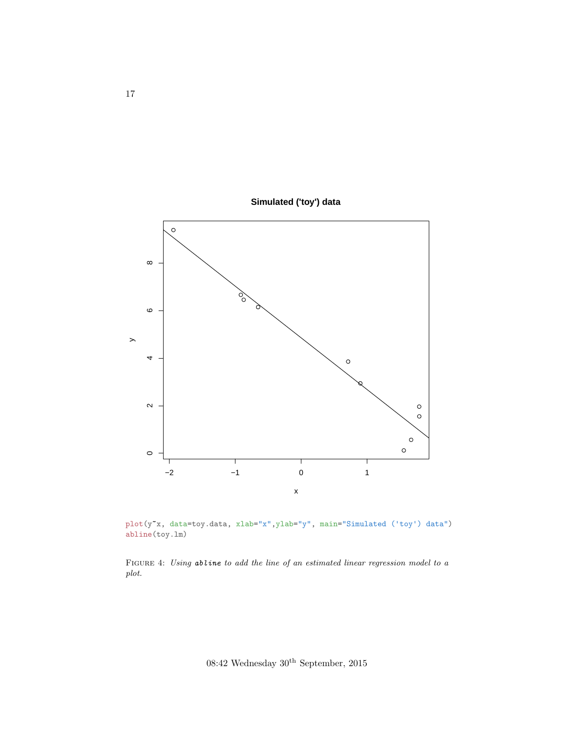```
plot(y~x, data=toy.data, xlab="x",ylab="y", main="Simulated ('toy') data")
abline(toy.lm)
```

FIGURE 4: *Using `abline` to add the line of an estimated linear regression model to a plot.*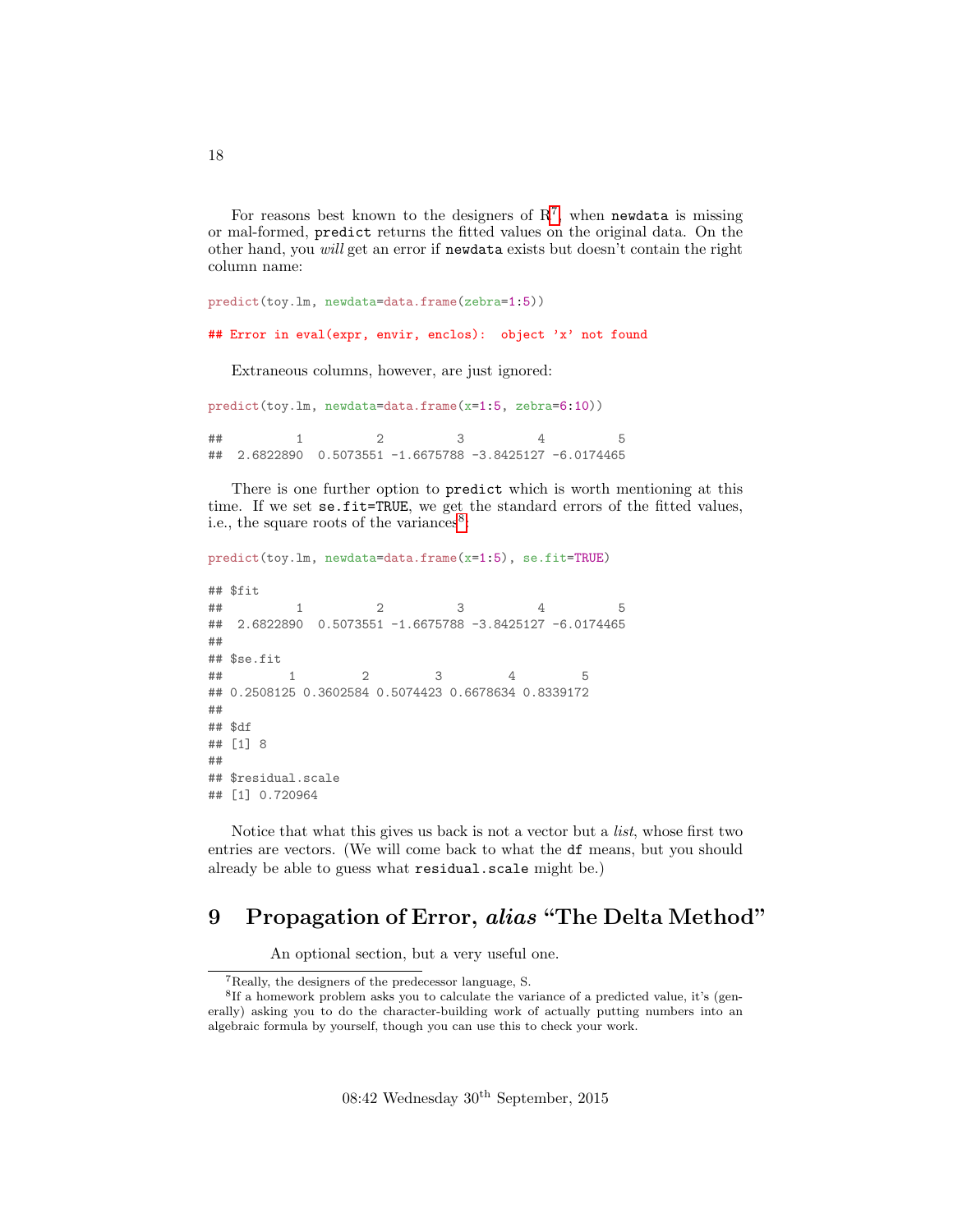For reasons best known to the designers of R[7], when `newdata` is missing or mal-formed, `predict` returns the fitted values on the original data. On the other hand, you *will* get an error if `newdata` exists but doesn't contain the right column name:

```
predict(toy.lm, newdata=data.frame(zebra=1:5))

## Error in eval(expr, envir, enclos):  object 'x' not found
```

Extraneous columns, however, are just ignored:

```
predict(toy.lm, newdata=data.frame(x=1:5, zebra=6:10))

##          1          2          3          4          5
##  2.6822890  0.5073551 -1.6675788 -3.8425127 -6.0174465
```

There is one further option to `predict` which is worth mentioning at this time. If we set `se.fit=TRUE`, we get the standard errors of the fitted values, i.e., the square roots of the variances[8]:

```
predict(toy.lm, newdata=data.frame(x=1:5), se.fit=TRUE)

## $fit
##          1          2          3          4          5
##  2.6822890  0.5073551 -1.6675788 -3.8425127 -6.0174465
##
## $se.fit
##         1         2         3         4         5
## 0.2508125 0.3602584 0.5074423 0.6678634 0.8339172
##
## $df
## [1] 8
##
## $residual.scale
## [1] 0.720964
```

Notice that what this gives us back is not a vector but a *list*, whose first two entries are vectors. (We will come back to what the `df` means, but you should already be able to guess what `residual.scale` might be.)

# 9 Propagation of Error, *alias* "The Delta Method"

An optional section, but a very useful one.

[7] Really, the designers of the predecessor language, S.

[8] If a homework problem asks you to calculate the variance of a predicted value, it's (generally) asking you to do the character-building work of actually putting numbers into an algebraic formula by yourself, though you can use this to check your work.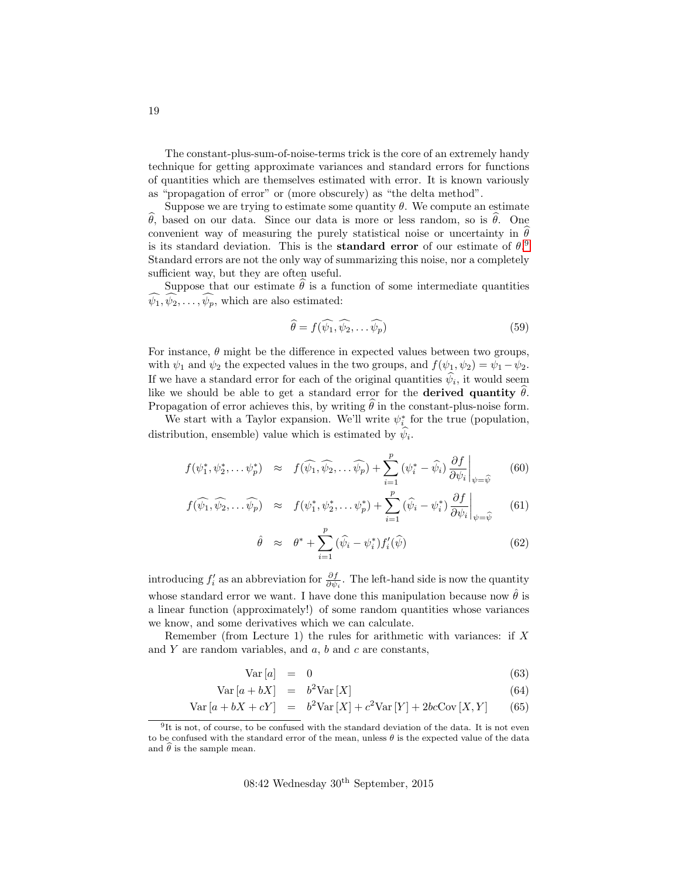The constant-plus-sum-of-noise-terms trick is the core of an extremely handy technique for getting approximate variances and standard errors for functions of quantities which are themselves estimated with error. It is known variously as "propagation of error" or (more obscurely) as "the delta method".

Suppose we are trying to estimate some quantity $\theta$. We compute an estimate $\widehat{\theta}$, based on our data. Since our data is more or less random, so is $\widehat{\theta}$. One convenient way of measuring the purely statistical noise or uncertainty in $\widehat{\theta}$ is its standard deviation. This is the **standard error** of our estimate of $\theta$.[9] Standard errors are not the only way of summarizing this noise, nor a completely sufficient way, but they are often useful.

Suppose that our estimate $\widehat{\theta}$ is a function of some intermediate quantities $\widehat{\psi_1}, \widehat{\psi_2}, \ldots, \widehat{\psi_p}$, which are also estimated:

$$\widehat{\theta} = f(\widehat{\psi_1}, \widehat{\psi_2}, \ldots \widehat{\psi_p}) \tag{59}$$

For instance, $\theta$ might be the difference in expected values between two groups, with $\psi_1$ and $\psi_2$ the expected values in the two groups, and $f(\psi_1, \psi_2) = \psi_1 - \psi_2$. If we have a standard error for each of the original quantities $\widehat{\psi_i}$, it would seem like we should be able to get a standard error for the **derived quantity** $\widehat{\theta}$. Propagation of error achieves this, by writing $\widehat{\theta}$ in the constant-plus-noise form.

We start with a Taylor expansion. We'll write $\psi_i^*$ for the true (population, distribution, ensemble) value which is estimated by $\widehat{\psi_i}$.

$$f(\psi_1^*, \psi_2^*, \ldots \psi_p^*) \approx f(\widehat{\psi_1}, \widehat{\psi_2}, \ldots \widehat{\psi_p}) + \sum_{i=1}^{p} (\psi_i^* - \widehat{\psi}_i) \left.\frac{\partial f}{\partial \psi_i}\right|_{\psi=\widehat{\psi}} \tag{60}$$

$$f(\widehat{\psi_1}, \widehat{\psi_2}, \ldots \widehat{\psi_p}) \approx f(\psi_1^*, \psi_2^*, \ldots \psi_p^*) + \sum_{i=1}^{p} (\widehat{\psi}_i - \psi_i^*) \left.\frac{\partial f}{\partial \psi_i}\right|_{\psi=\widehat{\psi}} \tag{61}$$

$$\hat{\theta} \approx \theta^* + \sum_{i=1}^{p} (\widehat{\psi}_i - \psi_i^*) f_i'(\widehat{\psi}) \tag{62}$$

introducing $f_i'$ as an abbreviation for $\frac{\partial f}{\partial \psi_i}$. The left-hand side is now the quantity whose standard error we want. I have done this manipulation because now $\hat{\theta}$ is a linear function (approximately!) of some random quantities whose variances we know, and some derivatives which we can calculate.

Remember (from Lecture 1) the rules for arithmetic with variances: if $X$ and $Y$ are random variables, and $a$, $b$ and $c$ are constants,

$$\mathrm{Var}[a] = 0 \tag{63}$$

$$\mathrm{Var}[a + bX] = b^2 \mathrm{Var}[X] \tag{64}$$

$$\mathrm{Var}[a + bX + cY] = b^2 \mathrm{Var}[X] + c^2 \mathrm{Var}[Y] + 2bc\mathrm{Cov}[X, Y] \tag{65}$$

[9] It is not, of course, to be confused with the standard deviation of the data. It is not even to be confused with the standard error of the mean, unless $\theta$ is the expected value of the data and $\widehat{\theta}$ is the sample mean.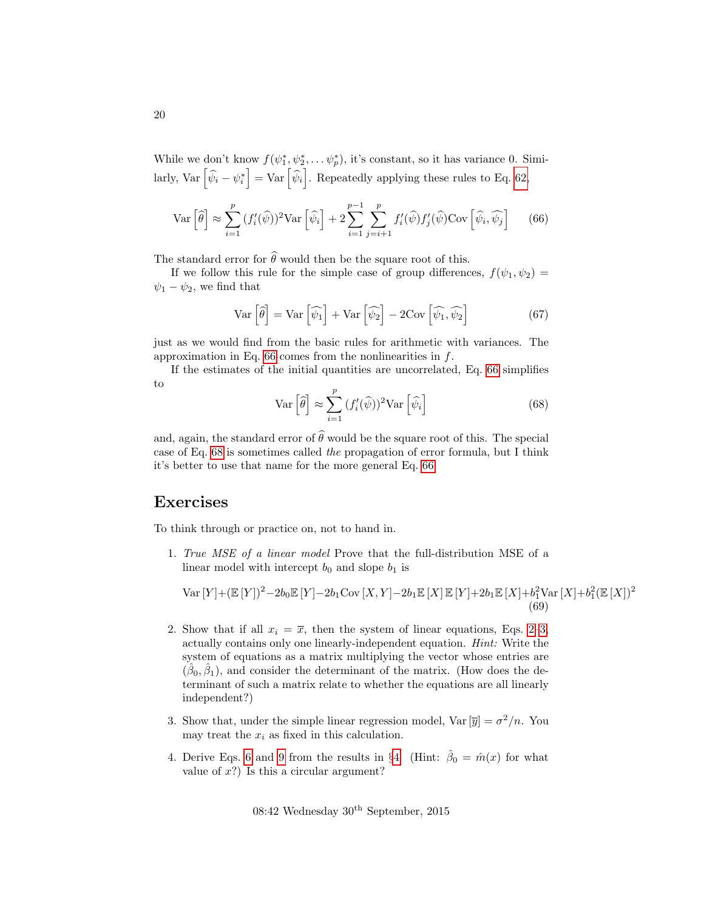While we don't know $f(\psi_1^*, \psi_2^*, \ldots \psi_p^*)$, it's constant, so it has variance 0. Similarly, $\text{Var}\left[\widehat{\psi}_i - \psi_i^*\right] = \text{Var}\left[\widehat{\psi}_i\right]$. Repeatedly applying these rules to Eq. 62,

$$\text{Var}\left[\widehat{\theta}\right] \approx \sum_{i=1}^{p} (f_i'(\widehat{\psi}))^2 \text{Var}\left[\widehat{\psi}_i\right] + 2\sum_{i=1}^{p-1}\sum_{j=i+1}^{p} f_i'(\widehat{\psi}) f_j'(\widehat{\psi}) \text{Cov}\left[\widehat{\psi}_i, \widehat{\psi}_j\right] \tag{66}$$

The standard error for $\widehat{\theta}$ would then be the square root of this.

If we follow this rule for the simple case of group differences, $f(\psi_1, \psi_2) = \psi_1 - \psi_2$, we find that

$$\text{Var}\left[\widehat{\theta}\right] = \text{Var}\left[\widehat{\psi_1}\right] + \text{Var}\left[\widehat{\psi_2}\right] - 2\text{Cov}\left[\widehat{\psi_1}, \widehat{\psi_2}\right] \tag{67}$$

just as we would find from the basic rules for arithmetic with variances. The approximation in Eq. 66 comes from the nonlinearities in $f$.

If the estimates of the initial quantities are uncorrelated, Eq. 66 simplifies to

$$\text{Var}\left[\widehat{\theta}\right] \approx \sum_{i=1}^{p} (f_i'(\widehat{\psi}))^2 \text{Var}\left[\widehat{\psi}_i\right] \tag{68}$$

and, again, the standard error of $\widehat{\theta}$ would be the square root of this. The special case of Eq. 68 is sometimes called *the* propagation of error formula, but I think it's better to use that name for the more general Eq. 66.

## Exercises

To think through or practice on, not to hand in.

1. *True MSE of a linear model* Prove that the full-distribution MSE of a linear model with intercept $b_0$ and slope $b_1$ is

$$\text{Var}[Y] + (\mathbb{E}[Y])^2 - 2b_0\mathbb{E}[Y] - 2b_1\text{Cov}[X, Y] - 2b_1\mathbb{E}[X]\mathbb{E}[Y] + 2b_1\mathbb{E}[X] + b_1^2\text{Var}[X] + b_1^2(\mathbb{E}[X])^2 \tag{69}$$

2. Show that if all $x_i = \overline{x}$, then the system of linear equations, Eqs. 2–3, actually contains only one linearly-independent equation. *Hint:* Write the system of equations as a matrix multiplying the vector whose entries are $(\hat{\beta}_0, \hat{\beta}_1)$, and consider the determinant of the matrix. (How does the determinant of such a matrix relate to whether the equations are all linearly independent?)

3. Show that, under the simple linear regression model, $\text{Var}[\overline{y}] = \sigma^2/n$. You may treat the $x_i$ as fixed in this calculation.

4. Derive Eqs. 6 and 9 from the results in §4. (Hint: $\hat{\beta}_0 = \hat{m}(x)$ for what value of $x$?) Is this a circular argument?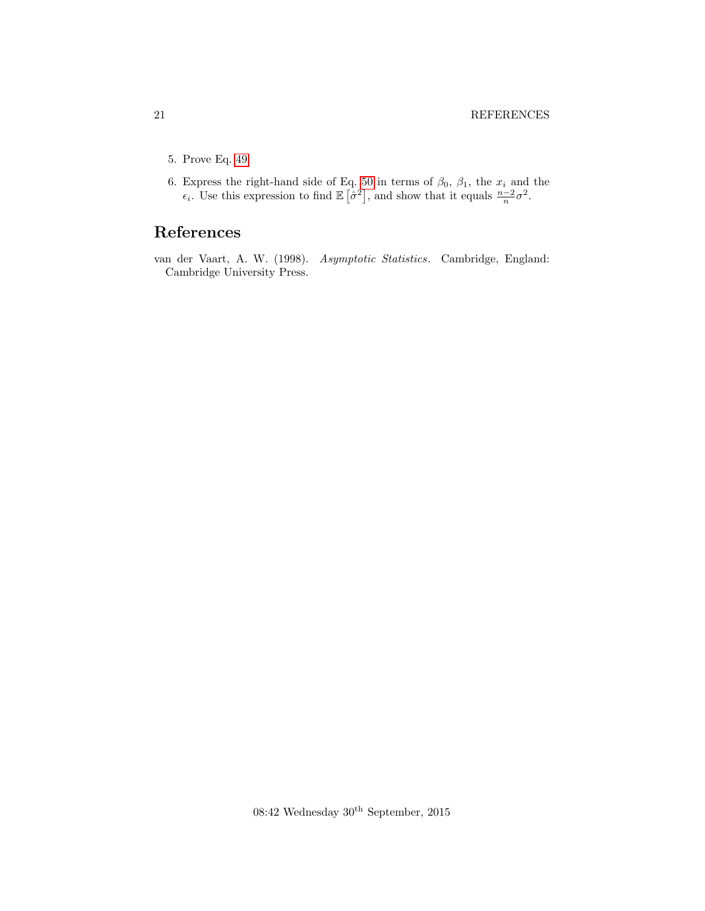5. Prove Eq. 49

6. Express the right-hand side of Eq. 50 in terms of $\beta_0$, $\beta_1$, the $x_i$ and the $\epsilon_i$. Use this expression to find $\mathbb{E}\left[\hat{\sigma}^2\right]$, and show that it equals $\frac{n-2}{n}\sigma^2$.

## References

van der Vaart, A. W. (1998). *Asymptotic Statistics*. Cambridge, England: Cambridge University Press.